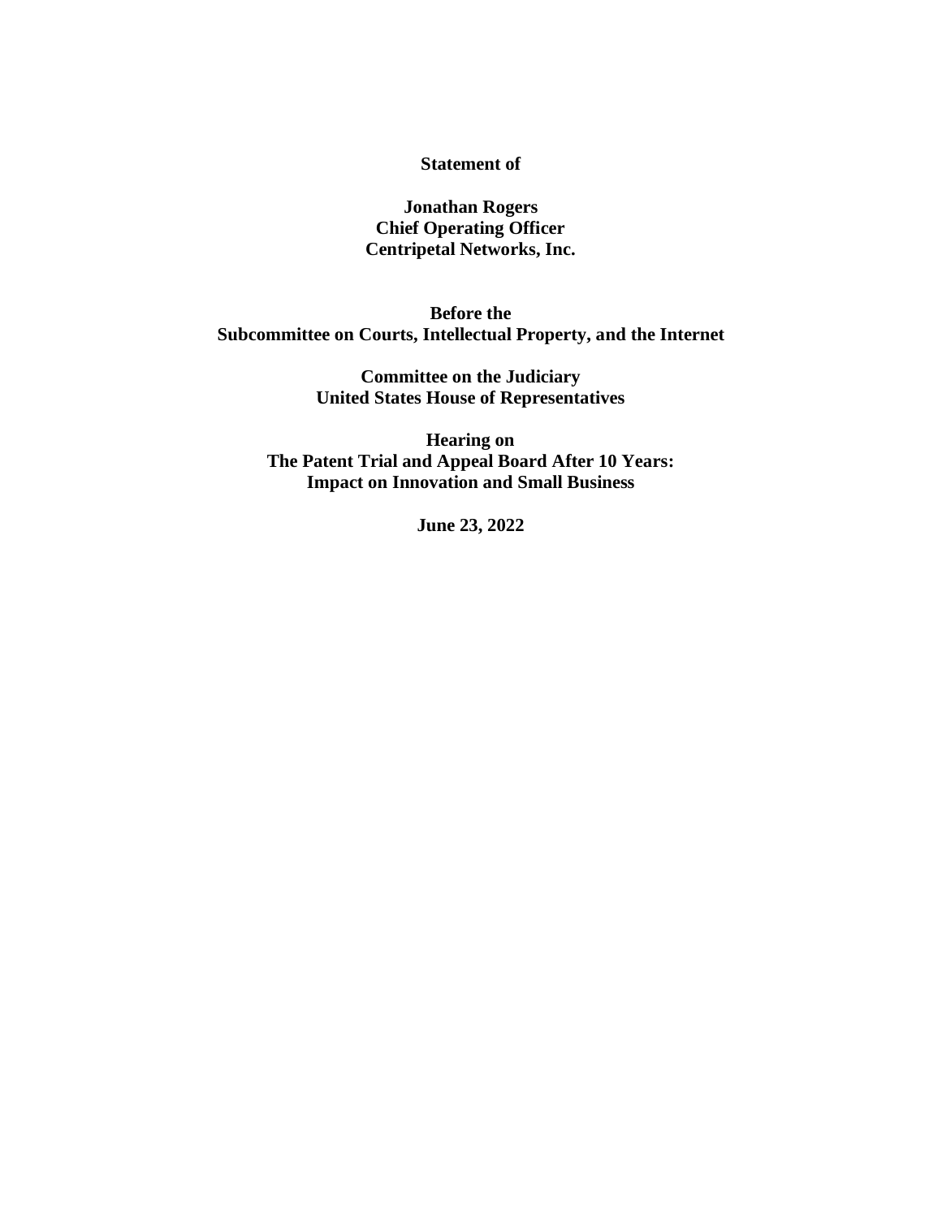**Statement of**

**Jonathan Rogers**
**Chief Operating Officer**
**Centripetal Networks, Inc.**

**Before the**
**Subcommittee on Courts, Intellectual Property, and the Internet**

**Committee on the Judiciary**
**United States House of Representatives**

**Hearing on**
**The Patent Trial and Appeal Board After 10 Years:**
**Impact on Innovation and Small Business**

**June 23, 2022**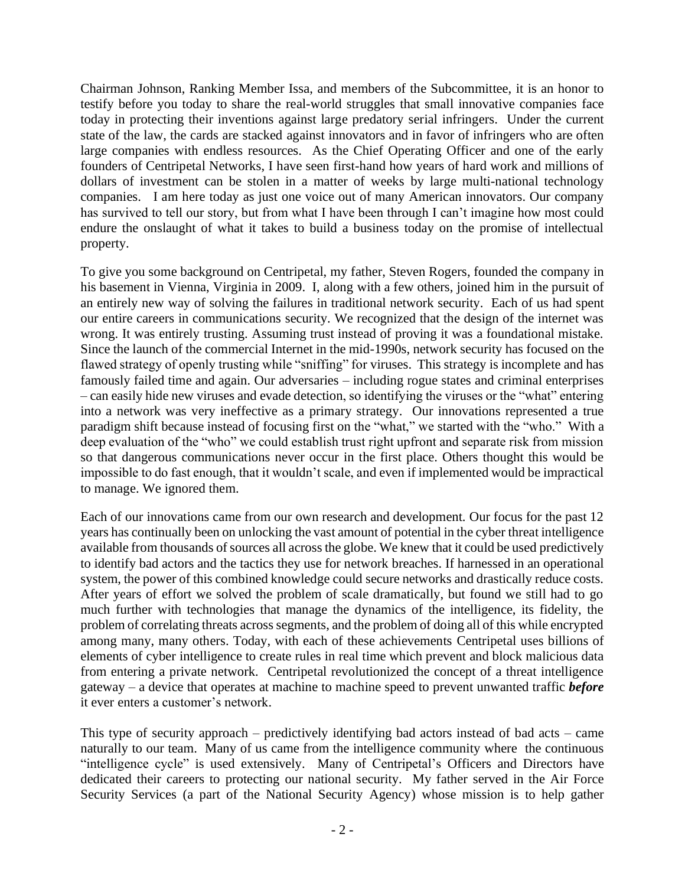Chairman Johnson, Ranking Member Issa, and members of the Subcommittee, it is an honor to testify before you today to share the real-world struggles that small innovative companies face today in protecting their inventions against large predatory serial infringers. Under the current state of the law, the cards are stacked against innovators and in favor of infringers who are often large companies with endless resources. As the Chief Operating Officer and one of the early founders of Centripetal Networks, I have seen first-hand how years of hard work and millions of dollars of investment can be stolen in a matter of weeks by large multi-national technology companies. I am here today as just one voice out of many American innovators. Our company has survived to tell our story, but from what I have been through I can't imagine how most could endure the onslaught of what it takes to build a business today on the promise of intellectual property.

To give you some background on Centripetal, my father, Steven Rogers, founded the company in his basement in Vienna, Virginia in 2009. I, along with a few others, joined him in the pursuit of an entirely new way of solving the failures in traditional network security. Each of us had spent our entire careers in communications security. We recognized that the design of the internet was wrong. It was entirely trusting. Assuming trust instead of proving it was a foundational mistake. Since the launch of the commercial Internet in the mid-1990s, network security has focused on the flawed strategy of openly trusting while "sniffing" for viruses. This strategy is incomplete and has famously failed time and again. Our adversaries – including rogue states and criminal enterprises – can easily hide new viruses and evade detection, so identifying the viruses or the "what" entering into a network was very ineffective as a primary strategy. Our innovations represented a true paradigm shift because instead of focusing first on the "what," we started with the "who." With a deep evaluation of the "who" we could establish trust right upfront and separate risk from mission so that dangerous communications never occur in the first place. Others thought this would be impossible to do fast enough, that it wouldn't scale, and even if implemented would be impractical to manage. We ignored them.

Each of our innovations came from our own research and development. Our focus for the past 12 years has continually been on unlocking the vast amount of potential in the cyber threat intelligence available from thousands of sources all across the globe. We knew that it could be used predictively to identify bad actors and the tactics they use for network breaches. If harnessed in an operational system, the power of this combined knowledge could secure networks and drastically reduce costs. After years of effort we solved the problem of scale dramatically, but found we still had to go much further with technologies that manage the dynamics of the intelligence, its fidelity, the problem of correlating threats across segments, and the problem of doing all of this while encrypted among many, many others. Today, with each of these achievements Centripetal uses billions of elements of cyber intelligence to create rules in real time which prevent and block malicious data from entering a private network. Centripetal revolutionized the concept of a threat intelligence gateway – a device that operates at machine to machine speed to prevent unwanted traffic ***before*** it ever enters a customer's network.

This type of security approach – predictively identifying bad actors instead of bad acts – came naturally to our team. Many of us came from the intelligence community where the continuous "intelligence cycle" is used extensively. Many of Centripetal's Officers and Directors have dedicated their careers to protecting our national security. My father served in the Air Force Security Services (a part of the National Security Agency) whose mission is to help gather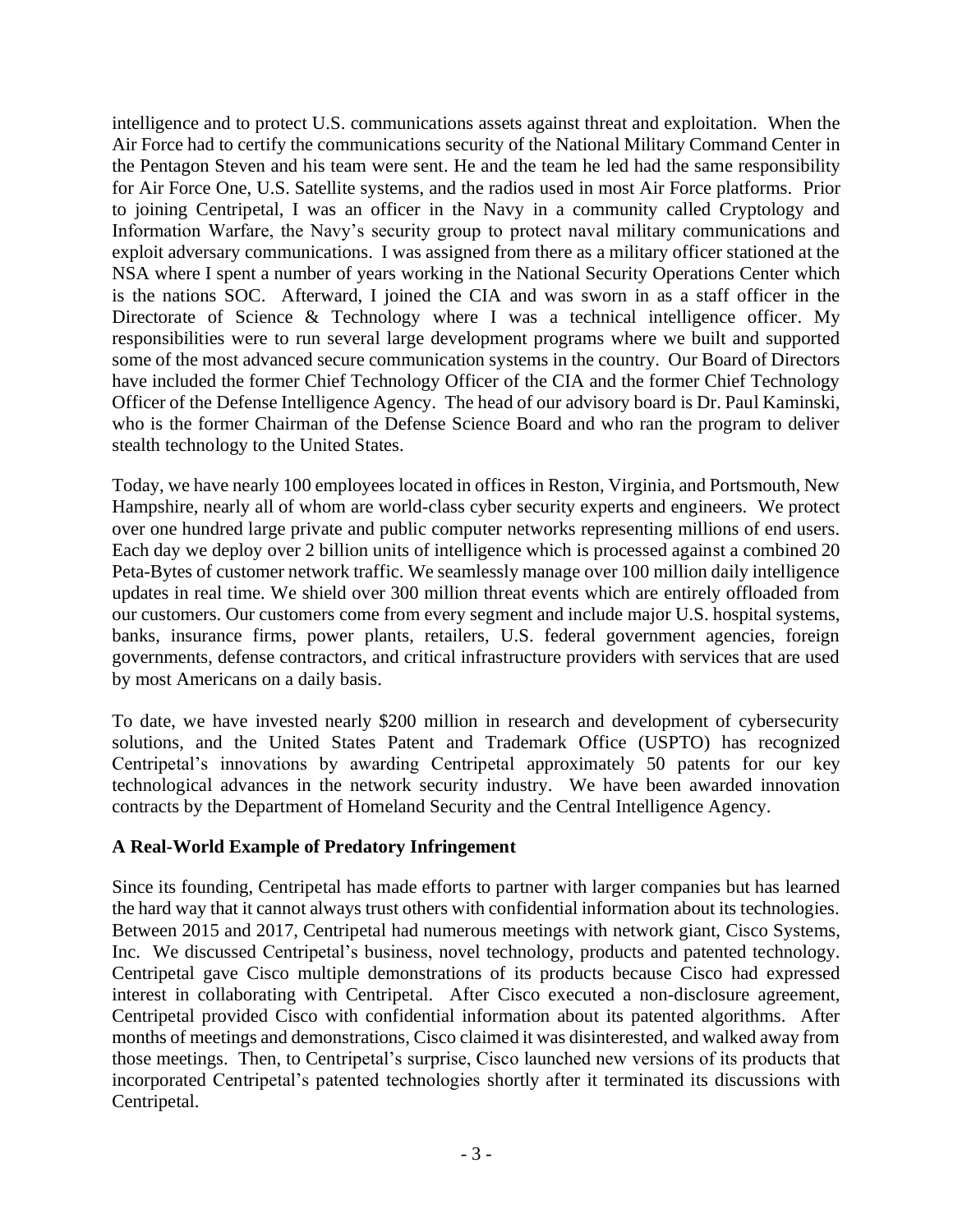intelligence and to protect U.S. communications assets against threat and exploitation. When the Air Force had to certify the communications security of the National Military Command Center in the Pentagon Steven and his team were sent. He and the team he led had the same responsibility for Air Force One, U.S. Satellite systems, and the radios used in most Air Force platforms. Prior to joining Centripetal, I was an officer in the Navy in a community called Cryptology and Information Warfare, the Navy's security group to protect naval military communications and exploit adversary communications. I was assigned from there as a military officer stationed at the NSA where I spent a number of years working in the National Security Operations Center which is the nations SOC. Afterward, I joined the CIA and was sworn in as a staff officer in the Directorate of Science & Technology where I was a technical intelligence officer. My responsibilities were to run several large development programs where we built and supported some of the most advanced secure communication systems in the country. Our Board of Directors have included the former Chief Technology Officer of the CIA and the former Chief Technology Officer of the Defense Intelligence Agency. The head of our advisory board is Dr. Paul Kaminski, who is the former Chairman of the Defense Science Board and who ran the program to deliver stealth technology to the United States.

Today, we have nearly 100 employees located in offices in Reston, Virginia, and Portsmouth, New Hampshire, nearly all of whom are world-class cyber security experts and engineers. We protect over one hundred large private and public computer networks representing millions of end users. Each day we deploy over 2 billion units of intelligence which is processed against a combined 20 Peta-Bytes of customer network traffic. We seamlessly manage over 100 million daily intelligence updates in real time. We shield over 300 million threat events which are entirely offloaded from our customers. Our customers come from every segment and include major U.S. hospital systems, banks, insurance firms, power plants, retailers, U.S. federal government agencies, foreign governments, defense contractors, and critical infrastructure providers with services that are used by most Americans on a daily basis.

To date, we have invested nearly $200 million in research and development of cybersecurity solutions, and the United States Patent and Trademark Office (USPTO) has recognized Centripetal's innovations by awarding Centripetal approximately 50 patents for our key technological advances in the network security industry. We have been awarded innovation contracts by the Department of Homeland Security and the Central Intelligence Agency.

**A Real-World Example of Predatory Infringement**

Since its founding, Centripetal has made efforts to partner with larger companies but has learned the hard way that it cannot always trust others with confidential information about its technologies. Between 2015 and 2017, Centripetal had numerous meetings with network giant, Cisco Systems, Inc. We discussed Centripetal's business, novel technology, products and patented technology. Centripetal gave Cisco multiple demonstrations of its products because Cisco had expressed interest in collaborating with Centripetal. After Cisco executed a non-disclosure agreement, Centripetal provided Cisco with confidential information about its patented algorithms. After months of meetings and demonstrations, Cisco claimed it was disinterested, and walked away from those meetings. Then, to Centripetal's surprise, Cisco launched new versions of its products that incorporated Centripetal's patented technologies shortly after it terminated its discussions with Centripetal.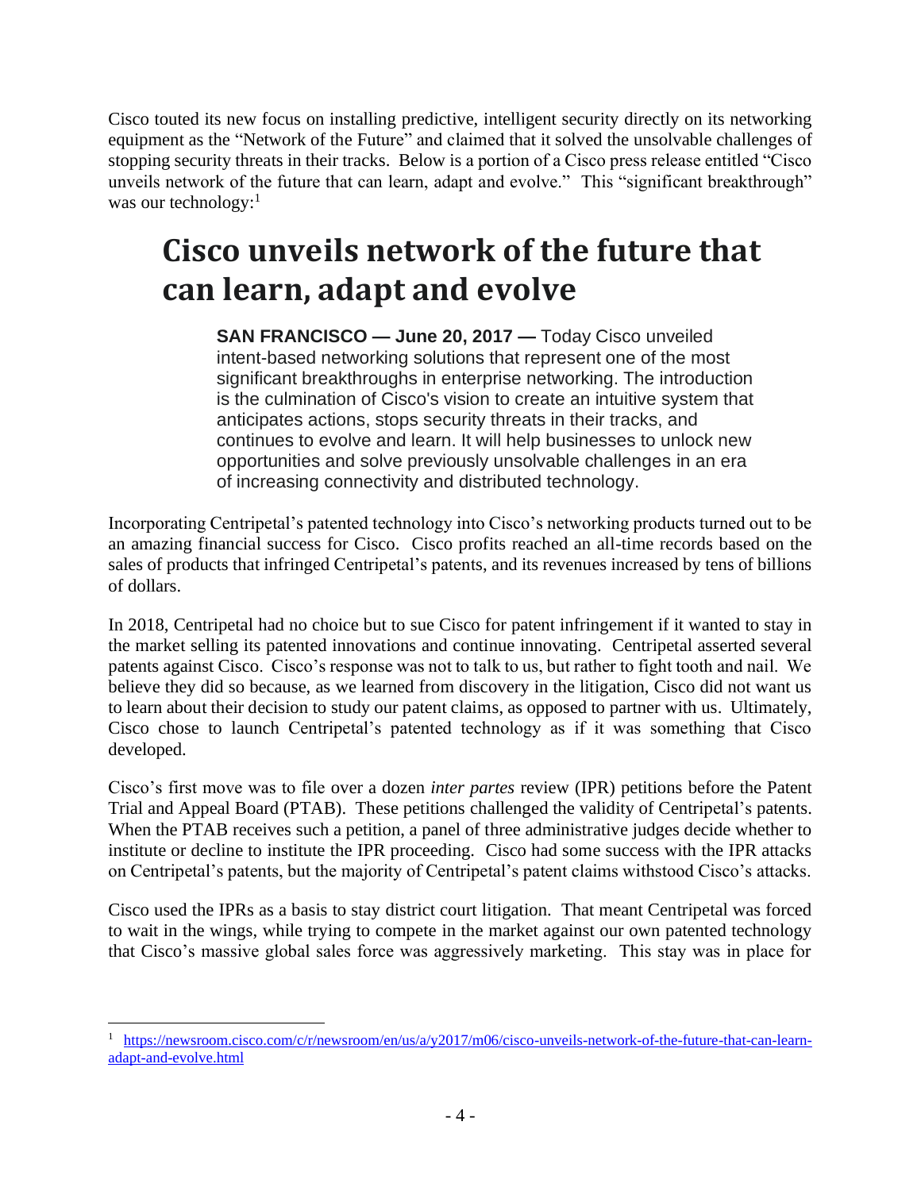Cisco touted its new focus on installing predictive, intelligent security directly on its networking equipment as the "Network of the Future" and claimed that it solved the unsolvable challenges of stopping security threats in their tracks. Below is a portion of a Cisco press release entitled "Cisco unveils network of the future that can learn, adapt and evolve." This "significant breakthrough" was our technology:[1]

# Cisco unveils network of the future that can learn, adapt and evolve

> **SAN FRANCISCO — June 20, 2017 —** Today Cisco unveiled intent-based networking solutions that represent one of the most significant breakthroughs in enterprise networking. The introduction is the culmination of Cisco's vision to create an intuitive system that anticipates actions, stops security threats in their tracks, and continues to evolve and learn. It will help businesses to unlock new opportunities and solve previously unsolvable challenges in an era of increasing connectivity and distributed technology.

Incorporating Centripetal's patented technology into Cisco's networking products turned out to be an amazing financial success for Cisco. Cisco profits reached an all-time records based on the sales of products that infringed Centripetal's patents, and its revenues increased by tens of billions of dollars.

In 2018, Centripetal had no choice but to sue Cisco for patent infringement if it wanted to stay in the market selling its patented innovations and continue innovating. Centripetal asserted several patents against Cisco. Cisco's response was not to talk to us, but rather to fight tooth and nail. We believe they did so because, as we learned from discovery in the litigation, Cisco did not want us to learn about their decision to study our patent claims, as opposed to partner with us. Ultimately, Cisco chose to launch Centripetal's patented technology as if it was something that Cisco developed.

Cisco's first move was to file over a dozen *inter partes* review (IPR) petitions before the Patent Trial and Appeal Board (PTAB). These petitions challenged the validity of Centripetal's patents. When the PTAB receives such a petition, a panel of three administrative judges decide whether to institute or decline to institute the IPR proceeding. Cisco had some success with the IPR attacks on Centripetal's patents, but the majority of Centripetal's patent claims withstood Cisco's attacks.

Cisco used the IPRs as a basis to stay district court litigation. That meant Centripetal was forced to wait in the wings, while trying to compete in the market against our own patented technology that Cisco's massive global sales force was aggressively marketing. This stay was in place for

---

[1] https://newsroom.cisco.com/c/r/newsroom/en/us/a/y2017/m06/cisco-unveils-network-of-the-future-that-can-learn-adapt-and-evolve.html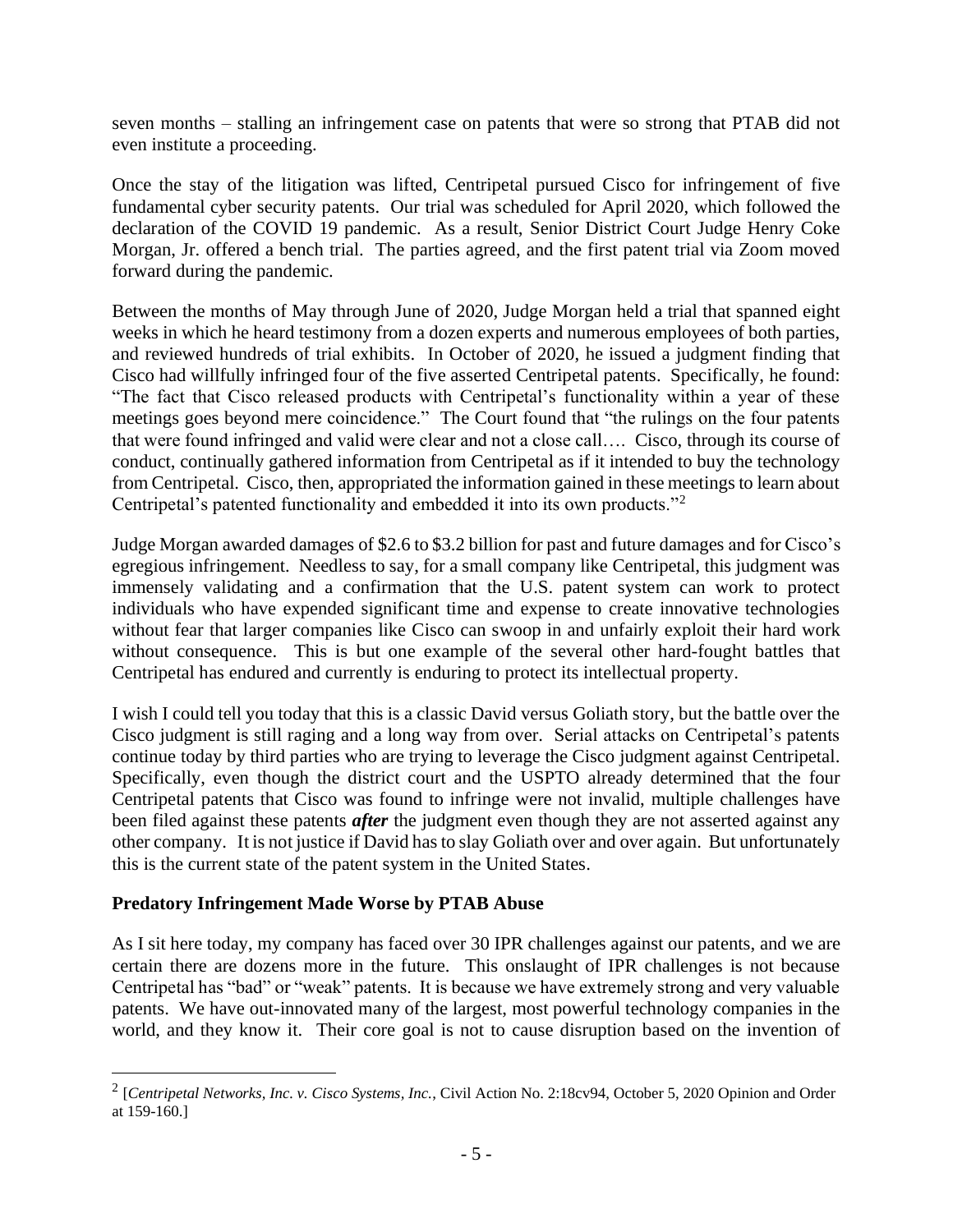seven months – stalling an infringement case on patents that were so strong that PTAB did not even institute a proceeding.

Once the stay of the litigation was lifted, Centripetal pursued Cisco for infringement of five fundamental cyber security patents. Our trial was scheduled for April 2020, which followed the declaration of the COVID 19 pandemic. As a result, Senior District Court Judge Henry Coke Morgan, Jr. offered a bench trial. The parties agreed, and the first patent trial via Zoom moved forward during the pandemic.

Between the months of May through June of 2020, Judge Morgan held a trial that spanned eight weeks in which he heard testimony from a dozen experts and numerous employees of both parties, and reviewed hundreds of trial exhibits. In October of 2020, he issued a judgment finding that Cisco had willfully infringed four of the five asserted Centripetal patents. Specifically, he found: "The fact that Cisco released products with Centripetal's functionality within a year of these meetings goes beyond mere coincidence." The Court found that "the rulings on the four patents that were found infringed and valid were clear and not a close call…. Cisco, through its course of conduct, continually gathered information from Centripetal as if it intended to buy the technology from Centripetal. Cisco, then, appropriated the information gained in these meetings to learn about Centripetal's patented functionality and embedded it into its own products."[2]

Judge Morgan awarded damages of $2.6 to $3.2 billion for past and future damages and for Cisco's egregious infringement. Needless to say, for a small company like Centripetal, this judgment was immensely validating and a confirmation that the U.S. patent system can work to protect individuals who have expended significant time and expense to create innovative technologies without fear that larger companies like Cisco can swoop in and unfairly exploit their hard work without consequence. This is but one example of the several other hard-fought battles that Centripetal has endured and currently is enduring to protect its intellectual property.

I wish I could tell you today that this is a classic David versus Goliath story, but the battle over the Cisco judgment is still raging and a long way from over. Serial attacks on Centripetal's patents continue today by third parties who are trying to leverage the Cisco judgment against Centripetal. Specifically, even though the district court and the USPTO already determined that the four Centripetal patents that Cisco was found to infringe were not invalid, multiple challenges have been filed against these patents ***after*** the judgment even though they are not asserted against any other company. It is not justice if David has to slay Goliath over and over again. But unfortunately this is the current state of the patent system in the United States.

**Predatory Infringement Made Worse by PTAB Abuse**

As I sit here today, my company has faced over 30 IPR challenges against our patents, and we are certain there are dozens more in the future. This onslaught of IPR challenges is not because Centripetal has "bad" or "weak" patents. It is because we have extremely strong and very valuable patents. We have out-innovated many of the largest, most powerful technology companies in the world, and they know it. Their core goal is not to cause disruption based on the invention of

---

[2] [*Centripetal Networks, Inc. v. Cisco Systems, Inc.*, Civil Action No. 2:18cv94, October 5, 2020 Opinion and Order at 159-160.]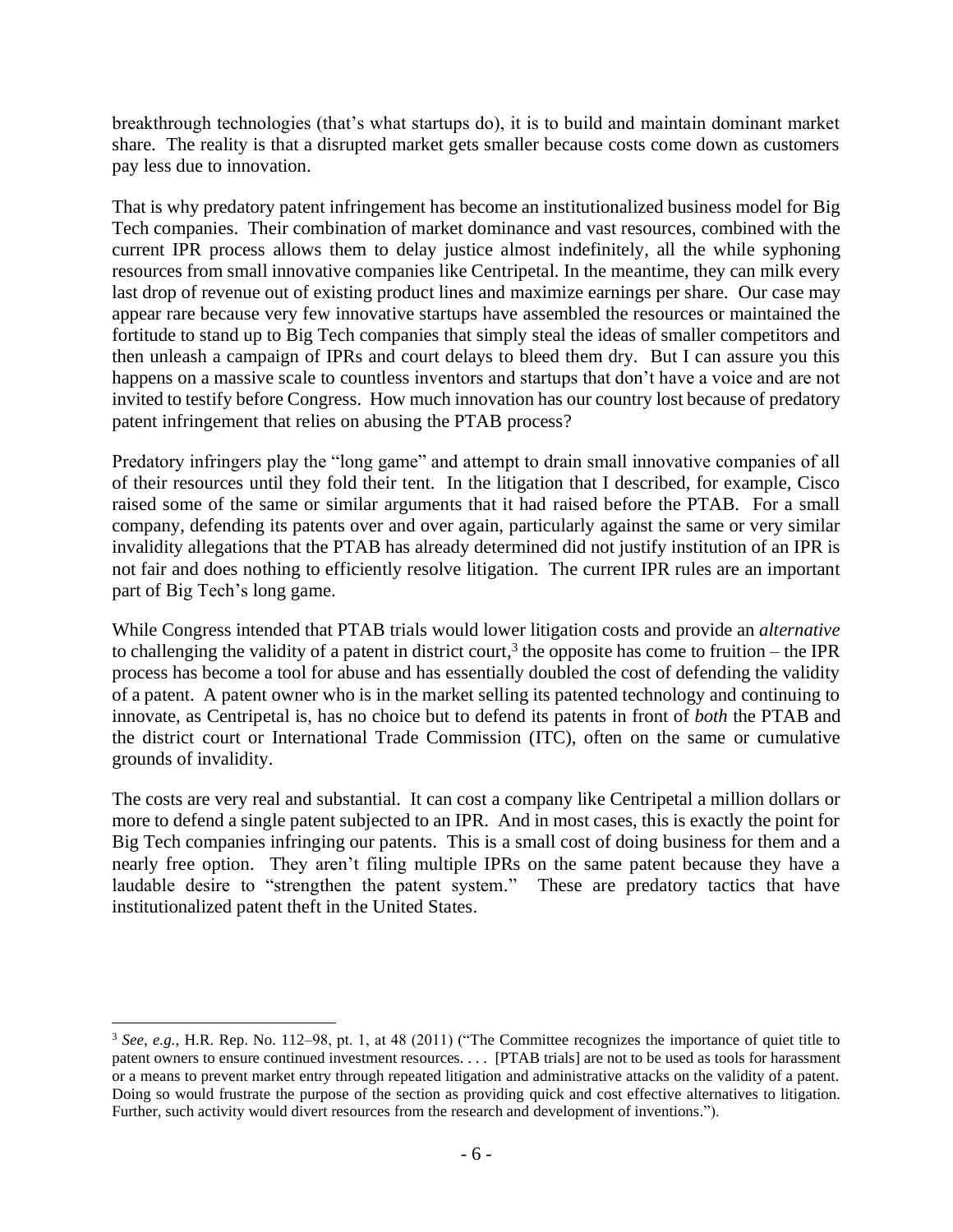breakthrough technologies (that's what startups do), it is to build and maintain dominant market share. The reality is that a disrupted market gets smaller because costs come down as customers pay less due to innovation.

That is why predatory patent infringement has become an institutionalized business model for Big Tech companies. Their combination of market dominance and vast resources, combined with the current IPR process allows them to delay justice almost indefinitely, all the while syphoning resources from small innovative companies like Centripetal. In the meantime, they can milk every last drop of revenue out of existing product lines and maximize earnings per share. Our case may appear rare because very few innovative startups have assembled the resources or maintained the fortitude to stand up to Big Tech companies that simply steal the ideas of smaller competitors and then unleash a campaign of IPRs and court delays to bleed them dry. But I can assure you this happens on a massive scale to countless inventors and startups that don't have a voice and are not invited to testify before Congress. How much innovation has our country lost because of predatory patent infringement that relies on abusing the PTAB process?

Predatory infringers play the "long game" and attempt to drain small innovative companies of all of their resources until they fold their tent. In the litigation that I described, for example, Cisco raised some of the same or similar arguments that it had raised before the PTAB. For a small company, defending its patents over and over again, particularly against the same or very similar invalidity allegations that the PTAB has already determined did not justify institution of an IPR is not fair and does nothing to efficiently resolve litigation. The current IPR rules are an important part of Big Tech's long game.

While Congress intended that PTAB trials would lower litigation costs and provide an *alternative* to challenging the validity of a patent in district court,[3] the opposite has come to fruition – the IPR process has become a tool for abuse and has essentially doubled the cost of defending the validity of a patent. A patent owner who is in the market selling its patented technology and continuing to innovate, as Centripetal is, has no choice but to defend its patents in front of *both* the PTAB and the district court or International Trade Commission (ITC), often on the same or cumulative grounds of invalidity.

The costs are very real and substantial. It can cost a company like Centripetal a million dollars or more to defend a single patent subjected to an IPR. And in most cases, this is exactly the point for Big Tech companies infringing our patents. This is a small cost of doing business for them and a nearly free option. They aren't filing multiple IPRs on the same patent because they have a laudable desire to "strengthen the patent system." These are predatory tactics that have institutionalized patent theft in the United States.

---

[3] *See, e.g.*, H.R. Rep. No. 112–98, pt. 1, at 48 (2011) ("The Committee recognizes the importance of quiet title to patent owners to ensure continued investment resources. . . . [PTAB trials] are not to be used as tools for harassment or a means to prevent market entry through repeated litigation and administrative attacks on the validity of a patent. Doing so would frustrate the purpose of the section as providing quick and cost effective alternatives to litigation. Further, such activity would divert resources from the research and development of inventions.").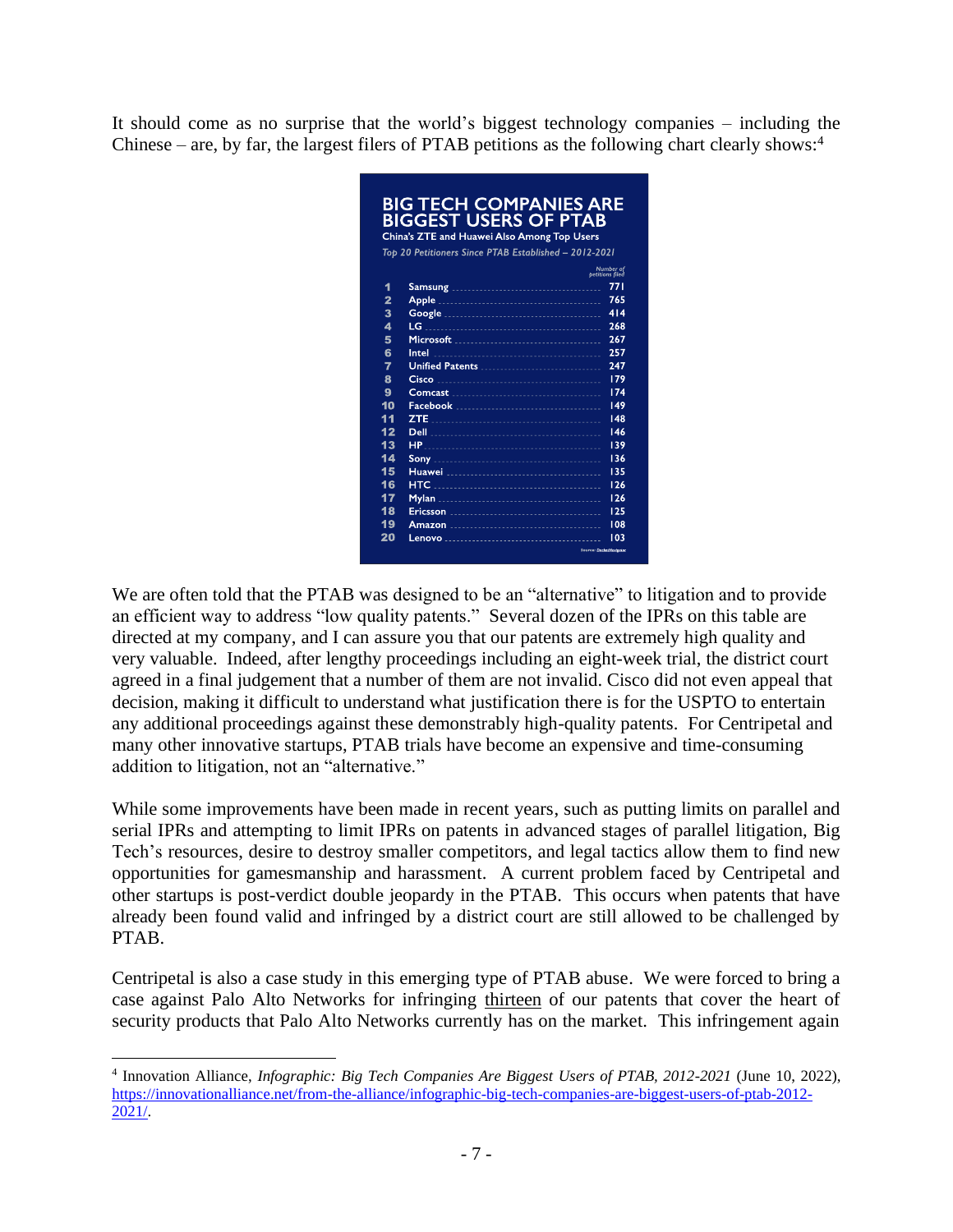It should come as no surprise that the world's biggest technology companies – including the Chinese – are, by far, the largest filers of PTAB petitions as the following chart clearly shows:[4]

**BIG TECH COMPANIES ARE BIGGEST USERS OF PTAB**

**China's ZTE and Huawei Also Among Top Users**

*Top 20 Petitioners Since PTAB Established – 2012-2021*

| Rank | Company | Number of petitions filed |
|---|---|---|
| 1 | Samsung | 771 |
| 2 | Apple | 765 |
| 3 | Google | 414 |
| 4 | LG | 268 |
| 5 | Microsoft | 267 |
| 6 | Intel | 257 |
| 7 | Unified Patents | 247 |
| 8 | Cisco | 179 |
| 9 | Comcast | 174 |
| 10 | Facebook | 149 |
| 11 | ZTE | 148 |
| 12 | Dell | 146 |
| 13 | HP | 139 |
| 14 | Sony | 136 |
| 15 | Huawei | 135 |
| 16 | HTC | 126 |
| 17 | Mylan | 126 |
| 18 | Ericsson | 125 |
| 19 | Amazon | 108 |
| 20 | Lenovo | 103 |

Source: DocketNavigator

We are often told that the PTAB was designed to be an "alternative" to litigation and to provide an efficient way to address "low quality patents." Several dozen of the IPRs on this table are directed at my company, and I can assure you that our patents are extremely high quality and very valuable. Indeed, after lengthy proceedings including an eight-week trial, the district court agreed in a final judgement that a number of them are not invalid. Cisco did not even appeal that decision, making it difficult to understand what justification there is for the USPTO to entertain any additional proceedings against these demonstrably high-quality patents. For Centripetal and many other innovative startups, PTAB trials have become an expensive and time-consuming addition to litigation, not an "alternative."

While some improvements have been made in recent years, such as putting limits on parallel and serial IPRs and attempting to limit IPRs on patents in advanced stages of parallel litigation, Big Tech's resources, desire to destroy smaller competitors, and legal tactics allow them to find new opportunities for gamesmanship and harassment. A current problem faced by Centripetal and other startups is post-verdict double jeopardy in the PTAB. This occurs when patents that have already been found valid and infringed by a district court are still allowed to be challenged by PTAB.

Centripetal is also a case study in this emerging type of PTAB abuse. We were forced to bring a case against Palo Alto Networks for infringing <u>thirteen</u> of our patents that cover the heart of security products that Palo Alto Networks currently has on the market. This infringement again

---

[4] Innovation Alliance, *Infographic: Big Tech Companies Are Biggest Users of PTAB, 2012-2021* (June 10, 2022), https://innovationalliance.net/from-the-alliance/infographic-big-tech-companies-are-biggest-users-of-ptab-2012-2021/.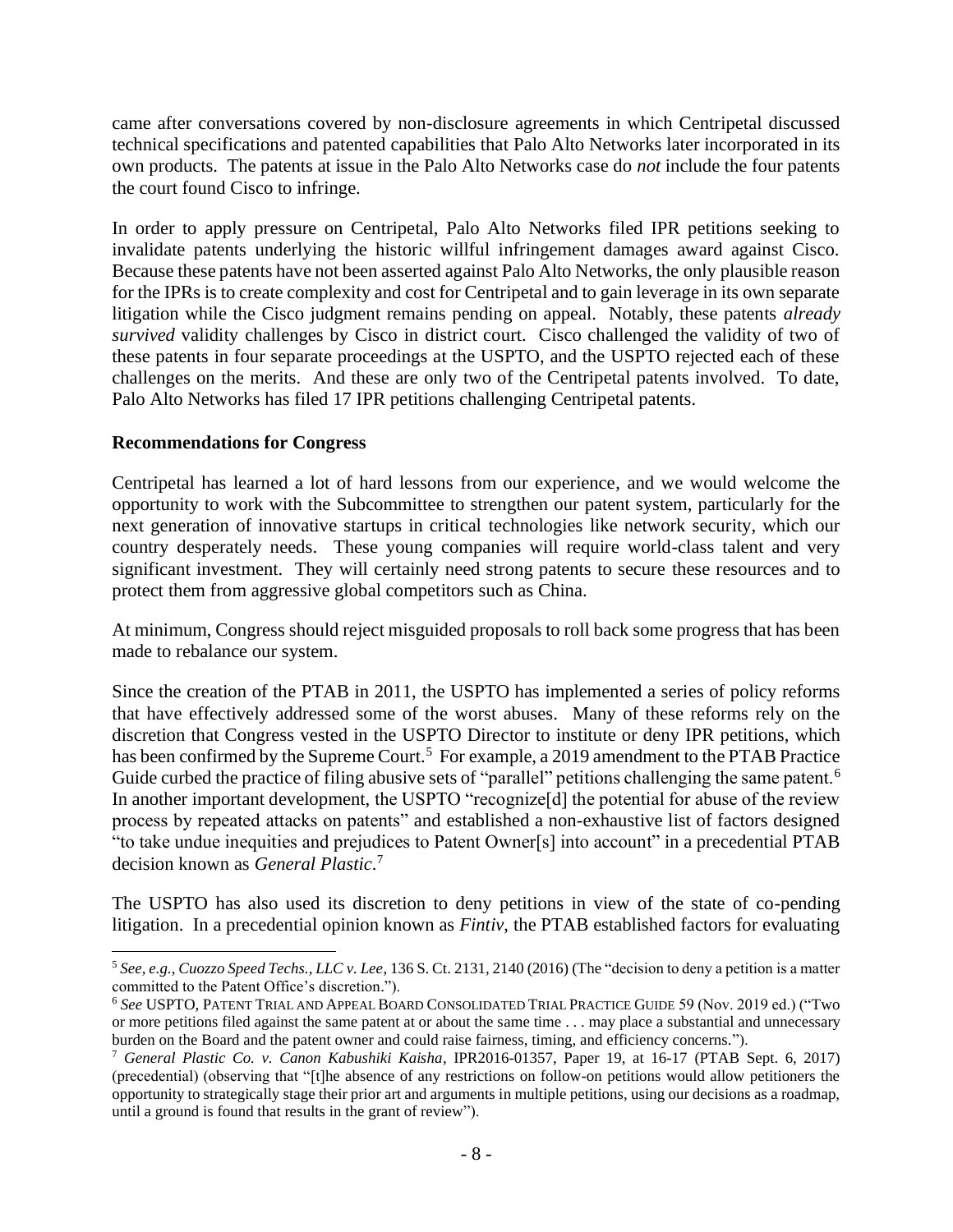came after conversations covered by non-disclosure agreements in which Centripetal discussed technical specifications and patented capabilities that Palo Alto Networks later incorporated in its own products. The patents at issue in the Palo Alto Networks case do *not* include the four patents the court found Cisco to infringe.

In order to apply pressure on Centripetal, Palo Alto Networks filed IPR petitions seeking to invalidate patents underlying the historic willful infringement damages award against Cisco. Because these patents have not been asserted against Palo Alto Networks, the only plausible reason for the IPRs is to create complexity and cost for Centripetal and to gain leverage in its own separate litigation while the Cisco judgment remains pending on appeal. Notably, these patents *already survived* validity challenges by Cisco in district court. Cisco challenged the validity of two of these patents in four separate proceedings at the USPTO, and the USPTO rejected each of these challenges on the merits. And these are only two of the Centripetal patents involved. To date, Palo Alto Networks has filed 17 IPR petitions challenging Centripetal patents.

**Recommendations for Congress**

Centripetal has learned a lot of hard lessons from our experience, and we would welcome the opportunity to work with the Subcommittee to strengthen our patent system, particularly for the next generation of innovative startups in critical technologies like network security, which our country desperately needs. These young companies will require world-class talent and very significant investment. They will certainly need strong patents to secure these resources and to protect them from aggressive global competitors such as China.

At minimum, Congress should reject misguided proposals to roll back some progress that has been made to rebalance our system.

Since the creation of the PTAB in 2011, the USPTO has implemented a series of policy reforms that have effectively addressed some of the worst abuses. Many of these reforms rely on the discretion that Congress vested in the USPTO Director to institute or deny IPR petitions, which has been confirmed by the Supreme Court.[5] For example, a 2019 amendment to the PTAB Practice Guide curbed the practice of filing abusive sets of "parallel" petitions challenging the same patent.[6] In another important development, the USPTO "recognize[d] the potential for abuse of the review process by repeated attacks on patents" and established a non-exhaustive list of factors designed "to take undue inequities and prejudices to Patent Owner[s] into account" in a precedential PTAB decision known as *General Plastic*.[7]

The USPTO has also used its discretion to deny petitions in view of the state of co-pending litigation. In a precedential opinion known as *Fintiv*, the PTAB established factors for evaluating

---

[5] *See, e.g.*, *Cuozzo Speed Techs., LLC v. Lee*, 136 S. Ct. 2131, 2140 (2016) (The "decision to deny a petition is a matter committed to the Patent Office's discretion.").

[6] *See* USPTO, PATENT TRIAL AND APPEAL BOARD CONSOLIDATED TRIAL PRACTICE GUIDE 59 (Nov. 2019 ed.) ("Two or more petitions filed against the same patent at or about the same time . . . may place a substantial and unnecessary burden on the Board and the patent owner and could raise fairness, timing, and efficiency concerns.").

[7] *General Plastic Co. v. Canon Kabushiki Kaisha*, IPR2016-01357, Paper 19, at 16-17 (PTAB Sept. 6, 2017) (precedential) (observing that "[t]he absence of any restrictions on follow-on petitions would allow petitioners the opportunity to strategically stage their prior art and arguments in multiple petitions, using our decisions as a roadmap, until a ground is found that results in the grant of review").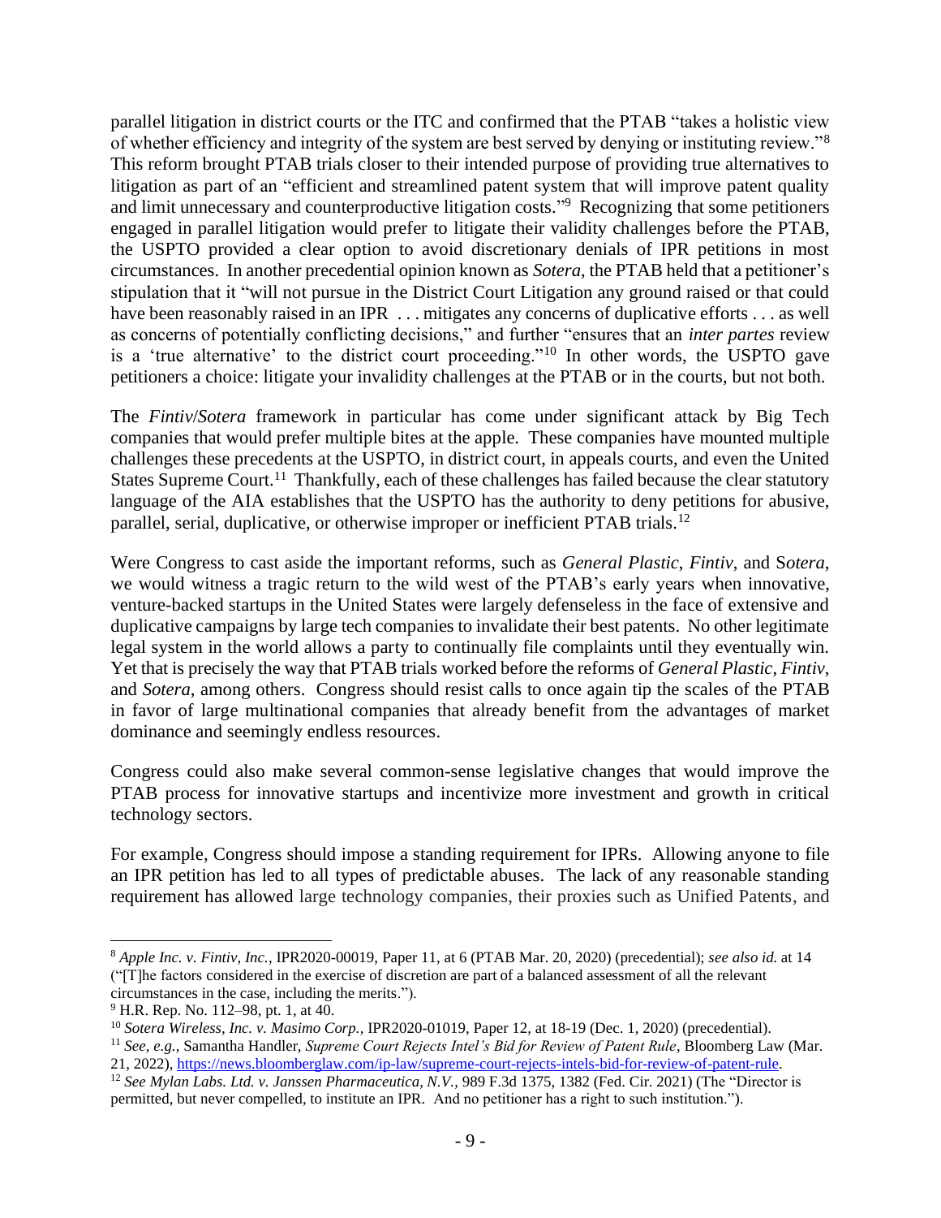parallel litigation in district courts or the ITC and confirmed that the PTAB "takes a holistic view of whether efficiency and integrity of the system are best served by denying or instituting review."[8] This reform brought PTAB trials closer to their intended purpose of providing true alternatives to litigation as part of an "efficient and streamlined patent system that will improve patent quality and limit unnecessary and counterproductive litigation costs."[9] Recognizing that some petitioners engaged in parallel litigation would prefer to litigate their validity challenges before the PTAB, the USPTO provided a clear option to avoid discretionary denials of IPR petitions in most circumstances. In another precedential opinion known as *Sotera*, the PTAB held that a petitioner's stipulation that it "will not pursue in the District Court Litigation any ground raised or that could have been reasonably raised in an IPR . . . mitigates any concerns of duplicative efforts . . . as well as concerns of potentially conflicting decisions," and further "ensures that an *inter partes* review is a 'true alternative' to the district court proceeding."[10] In other words, the USPTO gave petitioners a choice: litigate your invalidity challenges at the PTAB or in the courts, but not both.

The *Fintiv*/*Sotera* framework in particular has come under significant attack by Big Tech companies that would prefer multiple bites at the apple. These companies have mounted multiple challenges these precedents at the USPTO, in district court, in appeals courts, and even the United States Supreme Court.[11] Thankfully, each of these challenges has failed because the clear statutory language of the AIA establishes that the USPTO has the authority to deny petitions for abusive, parallel, serial, duplicative, or otherwise improper or inefficient PTAB trials.[12]

Were Congress to cast aside the important reforms, such as *General Plastic*, *Fintiv*, and S*otera*, we would witness a tragic return to the wild west of the PTAB's early years when innovative, venture-backed startups in the United States were largely defenseless in the face of extensive and duplicative campaigns by large tech companies to invalidate their best patents. No other legitimate legal system in the world allows a party to continually file complaints until they eventually win. Yet that is precisely the way that PTAB trials worked before the reforms of *General Plastic*, *Fintiv*, and *Sotera*, among others. Congress should resist calls to once again tip the scales of the PTAB in favor of large multinational companies that already benefit from the advantages of market dominance and seemingly endless resources.

Congress could also make several common-sense legislative changes that would improve the PTAB process for innovative startups and incentivize more investment and growth in critical technology sectors.

For example, Congress should impose a standing requirement for IPRs. Allowing anyone to file an IPR petition has led to all types of predictable abuses. The lack of any reasonable standing requirement has allowed large technology companies, their proxies such as Unified Patents, and

---

[8] *Apple Inc. v. Fintiv, Inc.*, IPR2020-00019, Paper 11, at 6 (PTAB Mar. 20, 2020) (precedential); *see also id.* at 14 ("[T]he factors considered in the exercise of discretion are part of a balanced assessment of all the relevant circumstances in the case, including the merits.").

[9] H.R. Rep. No. 112–98, pt. 1, at 40.

[10] *Sotera Wireless, Inc. v. Masimo Corp.*, IPR2020-01019, Paper 12, at 18-19 (Dec. 1, 2020) (precedential).

[11] *See, e.g.*, Samantha Handler, *Supreme Court Rejects Intel's Bid for Review of Patent Rule*, Bloomberg Law (Mar. 21, 2022), https://news.bloomberglaw.com/ip-law/supreme-court-rejects-intels-bid-for-review-of-patent-rule.

[12] *See Mylan Labs. Ltd. v. Janssen Pharmaceutica, N.V.*, 989 F.3d 1375, 1382 (Fed. Cir. 2021) (The "Director is permitted, but never compelled, to institute an IPR. And no petitioner has a right to such institution.").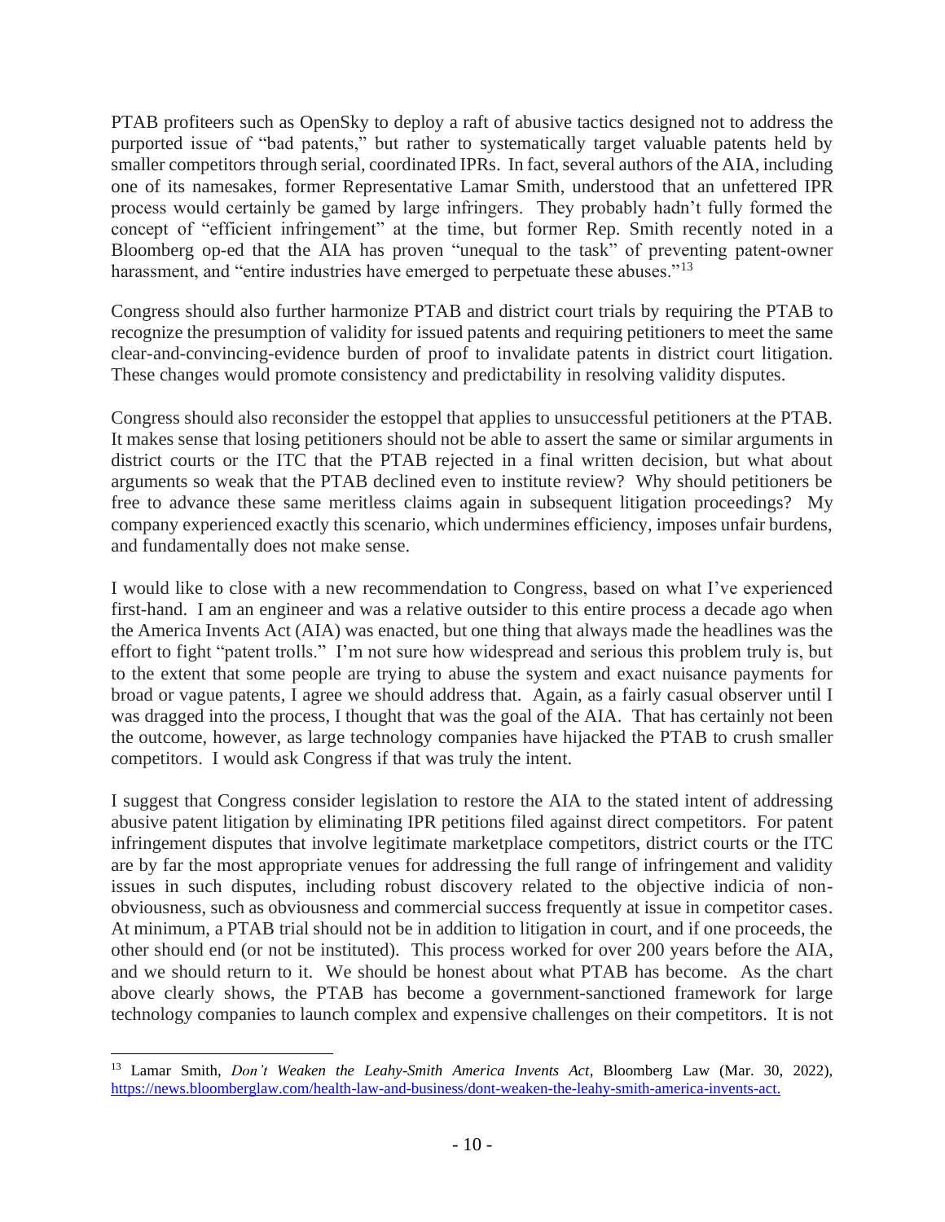PTAB profiteers such as OpenSky to deploy a raft of abusive tactics designed not to address the purported issue of "bad patents," but rather to systematically target valuable patents held by smaller competitors through serial, coordinated IPRs. In fact, several authors of the AIA, including one of its namesakes, former Representative Lamar Smith, understood that an unfettered IPR process would certainly be gamed by large infringers. They probably hadn't fully formed the concept of "efficient infringement" at the time, but former Rep. Smith recently noted in a Bloomberg op-ed that the AIA has proven "unequal to the task" of preventing patent-owner harassment, and "entire industries have emerged to perpetuate these abuses."[13]

Congress should also further harmonize PTAB and district court trials by requiring the PTAB to recognize the presumption of validity for issued patents and requiring petitioners to meet the same clear-and-convincing-evidence burden of proof to invalidate patents in district court litigation. These changes would promote consistency and predictability in resolving validity disputes.

Congress should also reconsider the estoppel that applies to unsuccessful petitioners at the PTAB. It makes sense that losing petitioners should not be able to assert the same or similar arguments in district courts or the ITC that the PTAB rejected in a final written decision, but what about arguments so weak that the PTAB declined even to institute review? Why should petitioners be free to advance these same meritless claims again in subsequent litigation proceedings? My company experienced exactly this scenario, which undermines efficiency, imposes unfair burdens, and fundamentally does not make sense.

I would like to close with a new recommendation to Congress, based on what I've experienced first-hand. I am an engineer and was a relative outsider to this entire process a decade ago when the America Invents Act (AIA) was enacted, but one thing that always made the headlines was the effort to fight "patent trolls." I'm not sure how widespread and serious this problem truly is, but to the extent that some people are trying to abuse the system and exact nuisance payments for broad or vague patents, I agree we should address that. Again, as a fairly casual observer until I was dragged into the process, I thought that was the goal of the AIA. That has certainly not been the outcome, however, as large technology companies have hijacked the PTAB to crush smaller competitors. I would ask Congress if that was truly the intent.

I suggest that Congress consider legislation to restore the AIA to the stated intent of addressing abusive patent litigation by eliminating IPR petitions filed against direct competitors. For patent infringement disputes that involve legitimate marketplace competitors, district courts or the ITC are by far the most appropriate venues for addressing the full range of infringement and validity issues in such disputes, including robust discovery related to the objective indicia of non-obviousness, such as obviousness and commercial success frequently at issue in competitor cases. At minimum, a PTAB trial should not be in addition to litigation in court, and if one proceeds, the other should end (or not be instituted). This process worked for over 200 years before the AIA, and we should return to it. We should be honest about what PTAB has become. As the chart above clearly shows, the PTAB has become a government-sanctioned framework for large technology companies to launch complex and expensive challenges on their competitors. It is not

[13] Lamar Smith, *Don't Weaken the Leahy-Smith America Invents Act*, Bloomberg Law (Mar. 30, 2022), https://news.bloomberglaw.com/health-law-and-business/dont-weaken-the-leahy-smith-america-invents-act.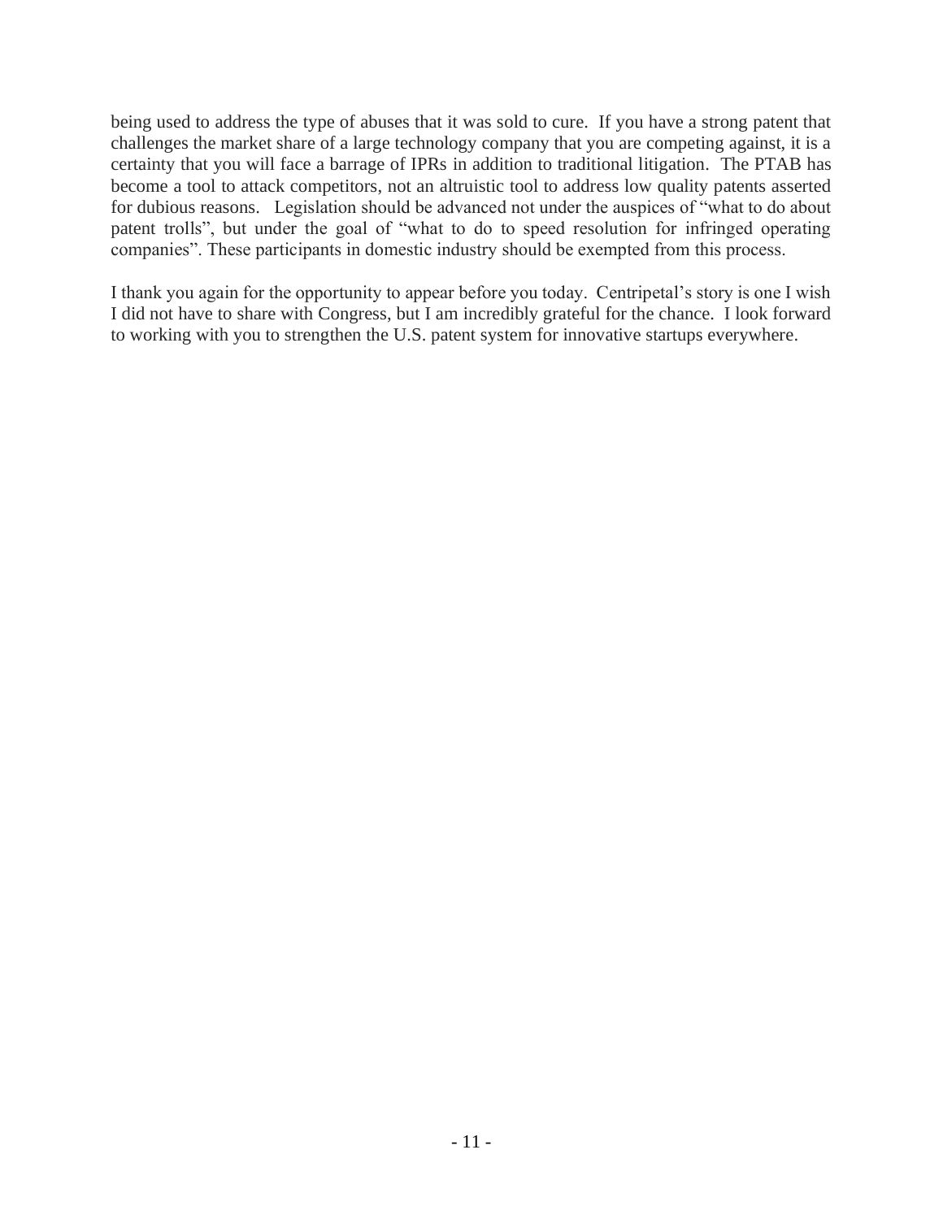being used to address the type of abuses that it was sold to cure. If you have a strong patent that challenges the market share of a large technology company that you are competing against, it is a certainty that you will face a barrage of IPRs in addition to traditional litigation. The PTAB has become a tool to attack competitors, not an altruistic tool to address low quality patents asserted for dubious reasons. Legislation should be advanced not under the auspices of "what to do about patent trolls", but under the goal of "what to do to speed resolution for infringed operating companies". These participants in domestic industry should be exempted from this process.

I thank you again for the opportunity to appear before you today. Centripetal's story is one I wish I did not have to share with Congress, but I am incredibly grateful for the chance. I look forward to working with you to strengthen the U.S. patent system for innovative startups everywhere.